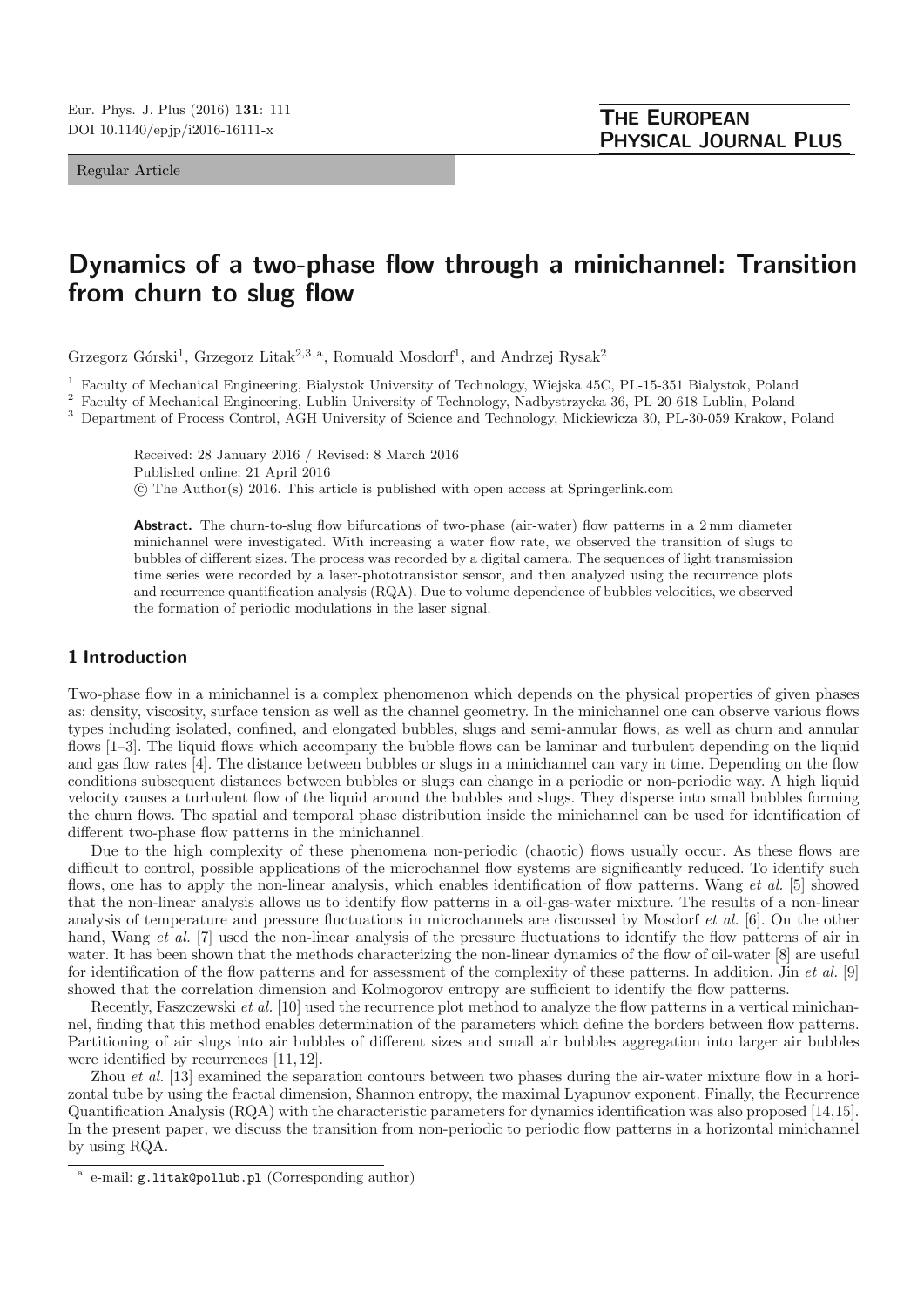Regular Article

# Dynamics of a two-phase flow through a minichannel: Transition from churn to slug flow

Grzegorz Górski[1], Grzegorz Litak[2,3,a], Romuald Mosdorf[1], and Andrzej Rysak[2]

[1] Faculty of Mechanical Engineering, Bialystok University of Technology, Wiejska 45C, PL-15-351 Bialystok, Poland
[2] Faculty of Mechanical Engineering, Lublin University of Technology, Nadbystrzycka 36, PL-20-618 Lublin, Poland
[3] Department of Process Control, AGH University of Science and Technology, Mickiewicza 30, PL-30-059 Krakow, Poland

Received: 28 January 2016 / Revised: 8 March 2016
Published online: 21 April 2016
© The Author(s) 2016. This article is published with open access at Springerlink.com

**Abstract.** The churn-to-slug flow bifurcations of two-phase (air-water) flow patterns in a 2 mm diameter minichannel were investigated. With increasing a water flow rate, we observed the transition of slugs to bubbles of different sizes. The process was recorded by a digital camera. The sequences of light transmission time series were recorded by a laser-phototransistor sensor, and then analyzed using the recurrence plots and recurrence quantification analysis (RQA). Due to volume dependence of bubbles velocities, we observed the formation of periodic modulations in the laser signal.

## 1 Introduction

Two-phase flow in a minichannel is a complex phenomenon which depends on the physical properties of given phases as: density, viscosity, surface tension as well as the channel geometry. In the minichannel one can observe various flows types including isolated, confined, and elongated bubbles, slugs and semi-annular flows, as well as churn and annular flows [1–3]. The liquid flows which accompany the bubble flows can be laminar and turbulent depending on the liquid and gas flow rates [4]. The distance between bubbles or slugs in a minichannel can vary in time. Depending on the flow conditions subsequent distances between bubbles or slugs can change in a periodic or non-periodic way. A high liquid velocity causes a turbulent flow of the liquid around the bubbles and slugs. They disperse into small bubbles forming the churn flows. The spatial and temporal phase distribution inside the minichannel can be used for identification of different two-phase flow patterns in the minichannel.

Due to the high complexity of these phenomena non-periodic (chaotic) flows usually occur. As these flows are difficult to control, possible applications of the microchannel flow systems are significantly reduced. To identify such flows, one has to apply the non-linear analysis, which enables identification of flow patterns. Wang *et al.* [5] showed that the non-linear analysis allows us to identify flow patterns in a oil-gas-water mixture. The results of a non-linear analysis of temperature and pressure fluctuations in microchannels are discussed by Mosdorf *et al.* [6]. On the other hand, Wang *et al.* [7] used the non-linear analysis of the pressure fluctuations to identify the flow patterns of air in water. It has been shown that the methods characterizing the non-linear dynamics of the flow of oil-water [8] are useful for identification of the flow patterns and for assessment of the complexity of these patterns. In addition, Jin *et al.* [9] showed that the correlation dimension and Kolmogorov entropy are sufficient to identify the flow patterns.

Recently, Faszczewski *et al.* [10] used the recurrence plot method to analyze the flow patterns in a vertical minichannel, finding that this method enables determination of the parameters which define the borders between flow patterns. Partitioning of air slugs into air bubbles of different sizes and small air bubbles aggregation into larger air bubbles were identified by recurrences [11,12].

Zhou *et al.* [13] examined the separation contours between two phases during the air-water mixture flow in a horizontal tube by using the fractal dimension, Shannon entropy, the maximal Lyapunov exponent. Finally, the Recurrence Quantification Analysis (RQA) with the characteristic parameters for dynamics identification was also proposed [14,15]. In the present paper, we discuss the transition from non-periodic to periodic flow patterns in a horizontal minichannel by using RQA.

[a] e-mail: g.litak@pollub.pl (Corresponding author)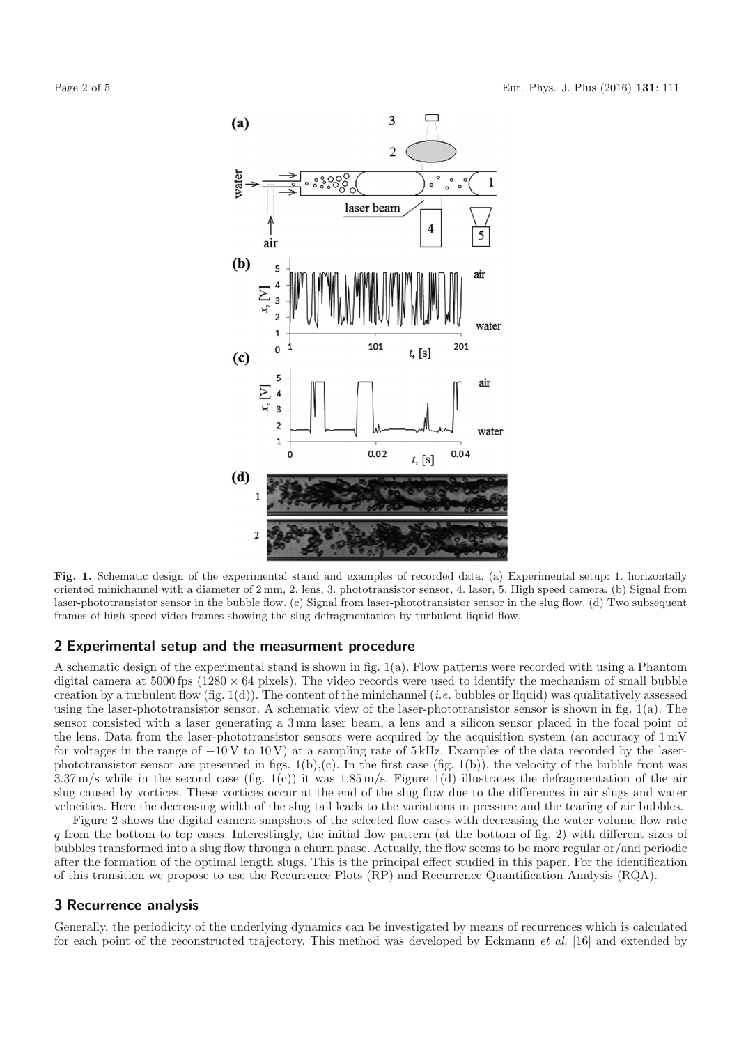**Fig. 1.** Schematic design of the experimental stand and examples of recorded data. (a) Experimental setup: 1. horizontally oriented minichannel with a diameter of 2 mm, 2. lens, 3. phototransistor sensor, 4. laser, 5. High speed camera. (b) Signal from laser-phototransistor sensor in the bubble flow. (c) Signal from laser-phototransistor sensor in the slug flow. (d) Two subsequent frames of high-speed video frames showing the slug defragmentation by turbulent liquid flow.

## 2 Experimental setup and the measurment procedure

A schematic design of the experimental stand is shown in fig. 1(a). Flow patterns were recorded with using a Phantom digital camera at 5000 fps ($1280 \times 64$ pixels). The video records were used to identify the mechanism of small bubble creation by a turbulent flow (fig. 1(d)). The content of the minichannel (*i.e.* bubbles or liquid) was qualitatively assessed using the laser-phototransistor sensor. A schematic view of the laser-phototransistor sensor is shown in fig. 1(a). The sensor consisted with a laser generating a 3 mm laser beam, a lens and a silicon sensor placed in the focal point of the lens. Data from the laser-phototransistor sensors were acquired by the acquisition system (an accuracy of 1 mV for voltages in the range of $-10$ V to 10 V) at a sampling rate of 5 kHz. Examples of the data recorded by the laser-phototransistor sensor are presented in figs. 1(b),(c). In the first case (fig. 1(b)), the velocity of the bubble front was 3.37 m/s while in the second case (fig. 1(c)) it was 1.85 m/s. Figure 1(d) illustrates the defragmentation of the air slug caused by vortices. These vortices occur at the end of the slug flow due to the differences in air slugs and water velocities. Here the decreasing width of the slug tail leads to the variations in pressure and the tearing of air bubbles.

Figure 2 shows the digital camera snapshots of the selected flow cases with decreasing the water volume flow rate $q$ from the bottom to top cases. Interestingly, the initial flow pattern (at the bottom of fig. 2) with different sizes of bubbles transformed into a slug flow through a churn phase. Actually, the flow seems to be more regular or/and periodic after the formation of the optimal length slugs. This is the principal effect studied in this paper. For the identification of this transition we propose to use the Recurrence Plots (RP) and Recurrence Quantification Analysis (RQA).

## 3 Recurrence analysis

Generally, the periodicity of the underlying dynamics can be investigated by means of recurrences which is calculated for each point of the reconstructed trajectory. This method was developed by Eckmann *et al.* [16] and extended by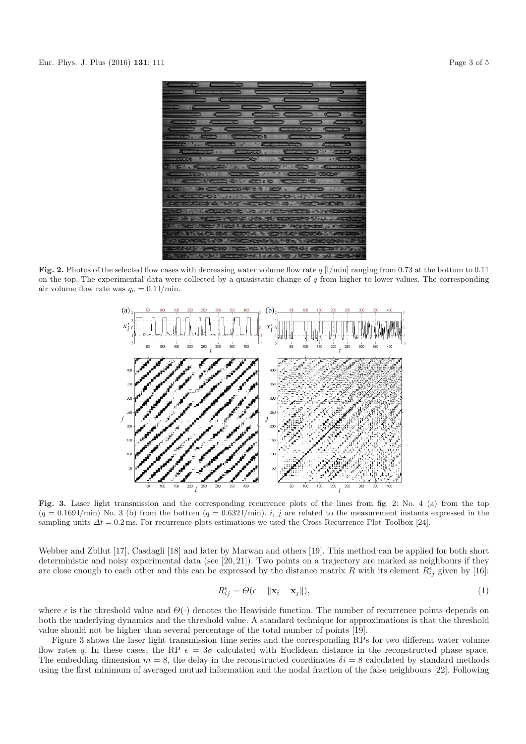**Fig. 2.** Photos of the selected flow cases with decreasing water volume flow rate $q$ [l/min] ranging from 0.73 at the bottom to 0.11 on the top. The experimental data were collected by a quasistatic change of $q$ from higher to lower values. The corresponding air volume flow rate was $q_a = 0.1$ l/min.

**Fig. 3.** Laser light transmission and the corresponding recurrence plots of the lines from fig. 2: No. 4 (a) from the top ($q = 0.169$ l/min) No. 3 (b) from the bottom ($q = 0.632$ l/min). $i$, $j$ are related to the measurement instants expressed in the sampling units $\Delta t = 0.2$ ms. For recurrence plots estimations we used the Cross Recurrence Plot Toolbox [24].

Webber and Zbilut [17], Casdagli [18] and later by Marwan and others [19]. This method can be applied for both short deterministic and noisy experimental data (see [20,21]). Two points on a trajectory are marked as neighbours if they are close enough to each other and this can be expressed by the distance matrix $R$ with its element $R^{\epsilon}_{ij}$ given by [16]:

$$R^{\epsilon}_{ij} = \Theta(\epsilon - \|\mathbf{x}_i - \mathbf{x}_j\|), \tag{1}$$

where $\epsilon$ is the threshold value and $\Theta(\cdot)$ denotes the Heaviside function. The number of recurrence points depends on both the underlying dynamics and the threshold value. A standard technique for approximations is that the threshold value should not be higher than several percentage of the total number of points [19].

Figure 3 shows the laser light transmission time series and the corresponding RPs for two different water volume flow rates $q$. In these cases, the RP $\epsilon = 3\sigma$ calculated with Euclidean distance in the reconstructed phase space. The embedding dimension $m = 8$, the delay in the reconstructed coordinates $\delta i = 8$ calculated by standard methods using the first minimum of averaged mutual information and the nodal fraction of the false neighbours [22]. Following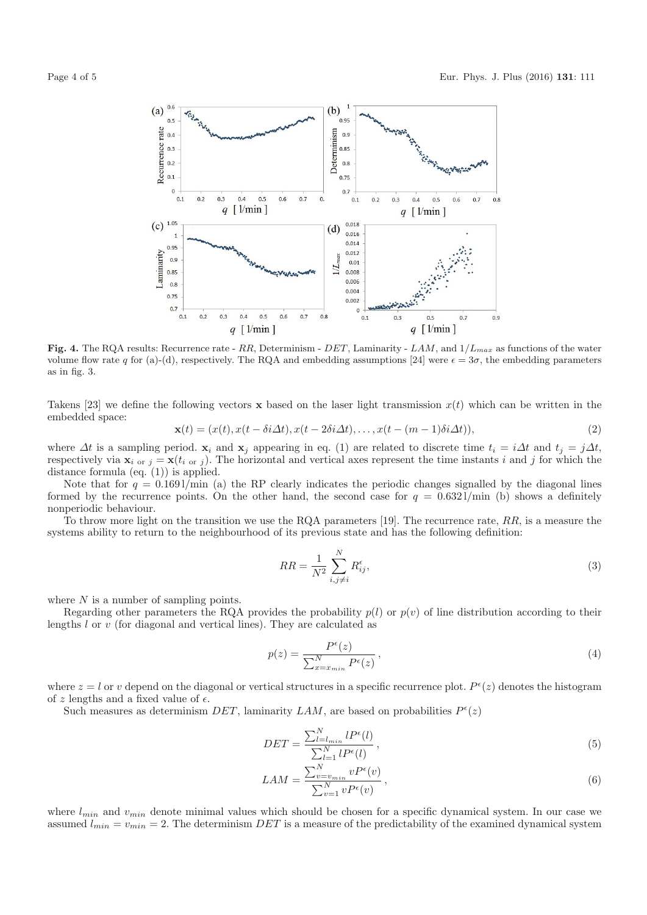**Fig. 4.** The RQA results: Recurrence rate - $RR$, Determinism - $DET$, Laminarity - $LAM$, and $1/L_{max}$ as functions of the water volume flow rate $q$ for (a)-(d), respectively. The RQA and embedding assumptions [24] were $\epsilon = 3\sigma$, the embedding parameters as in fig. 3.

Takens [23] we define the following vectors $\mathbf{x}$ based on the laser light transmission $x(t)$ which can be written in the embedded space:

$$\mathbf{x}(t) = (x(t), x(t - \delta i \Delta t), x(t - 2\delta i \Delta t), \ldots, x(t - (m-1)\delta i \Delta t)), \tag{2}$$

where $\Delta t$ is a sampling period. $\mathbf{x}_i$ and $\mathbf{x}_j$ appearing in eq. (1) are related to discrete time $t_i = i\Delta t$ and $t_j = j\Delta t$, respectively via $\mathbf{x}_{i \text{ or } j} = \mathbf{x}(t_{i \text{ or } j})$. The horizontal and vertical axes represent the time instants $i$ and $j$ for which the distance formula (eq. (1)) is applied.

Note that for $q = 0.169$ l/min (a) the RP clearly indicates the periodic changes signalled by the diagonal lines formed by the recurrence points. On the other hand, the second case for $q = 0.632$ l/min (b) shows a definitely nonperiodic behaviour.

To throw more light on the transition we use the RQA parameters [19]. The recurrence rate, $RR$, is a measure the systems ability to return to the neighbourhood of its previous state and has the following definition:

$$RR = \frac{1}{N^2} \sum_{i,j \neq i}^{N} R_{ij}^{\epsilon}, \tag{3}$$

where $N$ is a number of sampling points.

Regarding other parameters the RQA provides the probability $p(l)$ or $p(v)$ of line distribution according to their lengths $l$ or $v$ (for diagonal and vertical lines). They are calculated as

$$p(z) = \frac{P^{\epsilon}(z)}{\sum_{x=x_{min}}^{N} P^{\epsilon}(z)}, \tag{4}$$

where $z = l$ or $v$ depend on the diagonal or vertical structures in a specific recurrence plot. $P^{\epsilon}(z)$ denotes the histogram of $z$ lengths and a fixed value of $\epsilon$.

Such measures as determinism $DET$, laminarity $LAM$, are based on probabilities $P^{\epsilon}(z)$

$$DET = \frac{\sum_{l=l_{min}}^{N} l P^{\epsilon}(l)}{\sum_{l=1}^{N} l P^{\epsilon}(l)}, \tag{5}$$

$$LAM = \frac{\sum_{v=v_{min}}^{N} v P^{\epsilon}(v)}{\sum_{v=1}^{N} v P^{\epsilon}(v)}, \tag{6}$$

where $l_{min}$ and $v_{min}$ denote minimal values which should be chosen for a specific dynamical system. In our case we assumed $l_{min} = v_{min} = 2$. The determinism $DET$ is a measure of the predictability of the examined dynamical system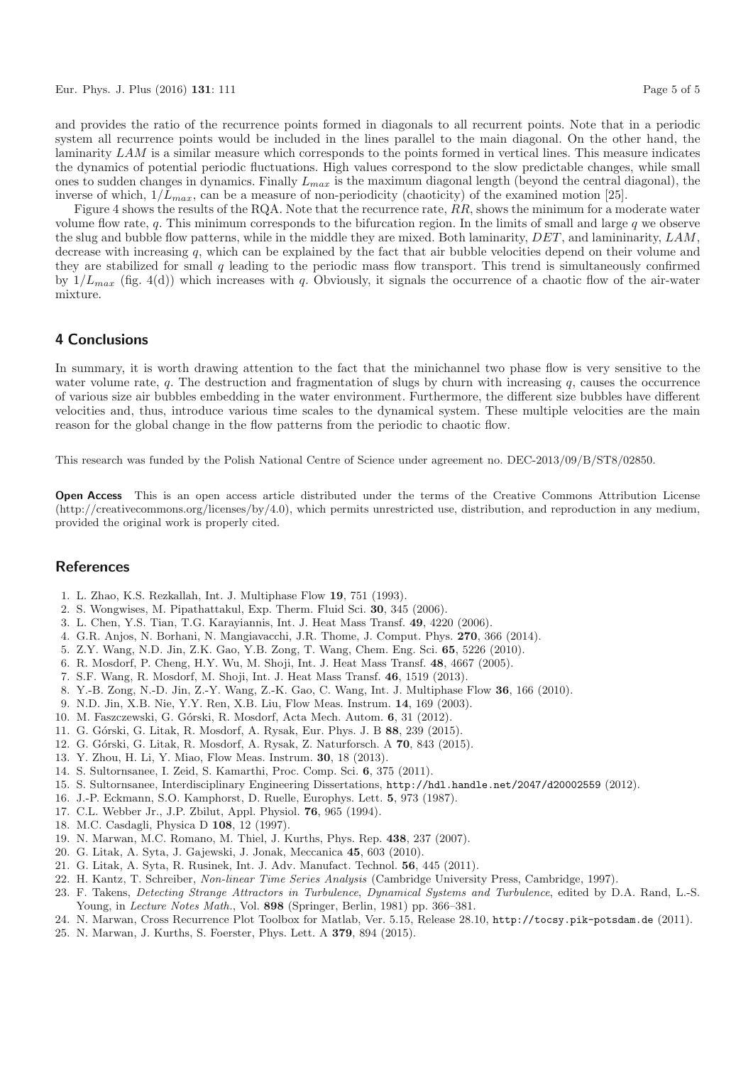and provides the ratio of the recurrence points formed in diagonals to all recurrent points. Note that in a periodic system all recurrence points would be included in the lines parallel to the main diagonal. On the other hand, the laminarity $LAM$ is a similar measure which corresponds to the points formed in vertical lines. This measure indicates the dynamics of potential periodic fluctuations. High values correspond to the slow predictable changes, while small ones to sudden changes in dynamics. Finally $L_{max}$ is the maximum diagonal length (beyond the central diagonal), the inverse of which, $1/L_{max}$, can be a measure of non-periodicity (chaoticity) of the examined motion [25].

Figure 4 shows the results of the RQA. Note that the recurrence rate, $RR$, shows the minimum for a moderate water volume flow rate, $q$. This minimum corresponds to the bifurcation region. In the limits of small and large $q$ we observe the slug and bubble flow patterns, while in the middle they are mixed. Both laminarity, $DET$, and lamininarity, $LAM$, decrease with increasing $q$, which can be explained by the fact that air bubble velocities depend on their volume and they are stabilized for small $q$ leading to the periodic mass flow transport. This trend is simultaneously confirmed by $1/L_{max}$ (fig. 4(d)) which increases with $q$. Obviously, it signals the occurrence of a chaotic flow of the air-water mixture.

## 4 Conclusions

In summary, it is worth drawing attention to the fact that the minichannel two phase flow is very sensitive to the water volume rate, $q$. The destruction and fragmentation of slugs by churn with increasing $q$, causes the occurrence of various size air bubbles embedding in the water environment. Furthermore, the different size bubbles have different velocities and, thus, introduce various time scales to the dynamical system. These multiple velocities are the main reason for the global change in the flow patterns from the periodic to chaotic flow.

This research was funded by the Polish National Centre of Science under agreement no. DEC-2013/09/B/ST8/02850.

**Open Access** This is an open access article distributed under the terms of the Creative Commons Attribution License (http://creativecommons.org/licenses/by/4.0), which permits unrestricted use, distribution, and reproduction in any medium, provided the original work is properly cited.

## References

1. L. Zhao, K.S. Rezkallah, Int. J. Multiphase Flow **19**, 751 (1993).
2. S. Wongwises, M. Pipathattakul, Exp. Therm. Fluid Sci. **30**, 345 (2006).
3. L. Chen, Y.S. Tian, T.G. Karayiannis, Int. J. Heat Mass Transf. **49**, 4220 (2006).
4. G.R. Anjos, N. Borhani, N. Mangiavacchi, J.R. Thome, J. Comput. Phys. **270**, 366 (2014).
5. Z.Y. Wang, N.D. Jin, Z.K. Gao, Y.B. Zong, T. Wang, Chem. Eng. Sci. **65**, 5226 (2010).
6. R. Mosdorf, P. Cheng, H.Y. Wu, M. Shoji, Int. J. Heat Mass Transf. **48**, 4667 (2005).
7. S.F. Wang, R. Mosdorf, M. Shoji, Int. J. Heat Mass Transf. **46**, 1519 (2013).
8. Y.-B. Zong, N.-D. Jin, Z.-Y. Wang, Z.-K. Gao, C. Wang, Int. J. Multiphase Flow **36**, 166 (2010).
9. N.D. Jin, X.B. Nie, Y.Y. Ren, X.B. Liu, Flow Meas. Instrum. **14**, 169 (2003).
10. M. Faszczewski, G. Górski, R. Mosdorf, Acta Mech. Autom. **6**, 31 (2012).
11. G. Górski, G. Litak, R. Mosdorf, A. Rysak, Eur. Phys. J. B **88**, 239 (2015).
12. G. Górski, G. Litak, R. Mosdorf, A. Rysak, Z. Naturforsch. A **70**, 843 (2015).
13. Y. Zhou, H. Li, Y. Miao, Flow Meas. Instrum. **30**, 18 (2013).
14. S. Sultornsanee, I. Zeid, S. Kamarthi, Proc. Comp. Sci. **6**, 375 (2011).
15. S. Sultornsanee, Interdisciplinary Engineering Dissertations, `http://hdl.handle.net/2047/d20002559` (2012).
16. J.-P. Eckmann, S.O. Kamphorst, D. Ruelle, Europhys. Lett. **5**, 973 (1987).
17. C.L. Webber Jr., J.P. Zbilut, Appl. Physiol. **76**, 965 (1994).
18. M.C. Casdagli, Physica D **108**, 12 (1997).
19. N. Marwan, M.C. Romano, M. Thiel, J. Kurths, Phys. Rep. **438**, 237 (2007).
20. G. Litak, A. Syta, J. Gajewski, J. Jonak, Meccanica **45**, 603 (2010).
21. G. Litak, A. Syta, R. Rusinek, Int. J. Adv. Manufact. Technol. **56**, 445 (2011).
22. H. Kantz, T. Schreiber, *Non-linear Time Series Analysis* (Cambridge University Press, Cambridge, 1997).
23. F. Takens, *Detecting Strange Attractors in Turbulence, Dynamical Systems and Turbulence*, edited by D.A. Rand, L.-S. Young, in *Lecture Notes Math.*, Vol. **898** (Springer, Berlin, 1981) pp. 366–381.
24. N. Marwan, Cross Recurrence Plot Toolbox for Matlab, Ver. 5.15, Release 28.10, `http://tocsy.pik-potsdam.de` (2011).
25. N. Marwan, J. Kurths, S. Foerster, Phys. Lett. A **379**, 894 (2015).